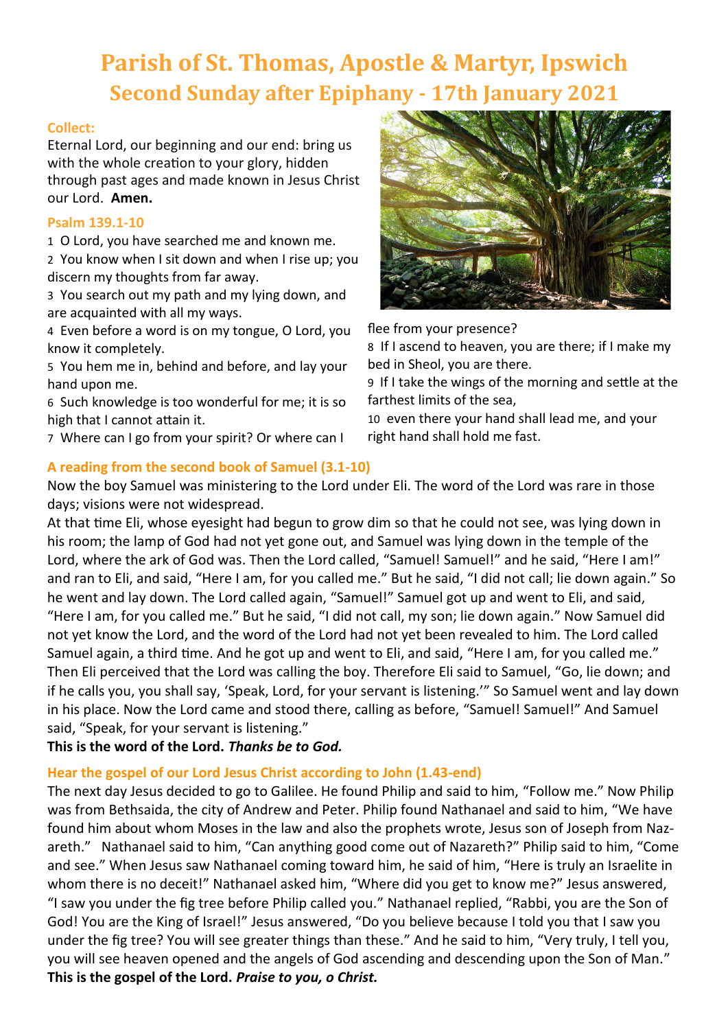# Parish of St. Thomas, Apostle & Martyr, Ipswich

## Second Sunday after Epiphany - 17th January 2021

### Collect:

Eternal Lord, our beginning and our end: bring us with the whole creation to your glory, hidden through past ages and made known in Jesus Christ our Lord. **Amen.**

### Psalm 139.1-10

1 O Lord, you have searched me and known me.
2 You know when I sit down and when I rise up; you discern my thoughts from far away.
3 You search out my path and my lying down, and are acquainted with all my ways.
4 Even before a word is on my tongue, O Lord, you know it completely.
5 You hem me in, behind and before, and lay your hand upon me.
6 Such knowledge is too wonderful for me; it is so high that I cannot attain it.
7 Where can I go from your spirit? Or where can I flee from your presence?
8 If I ascend to heaven, you are there; if I make my bed in Sheol, you are there.
9 If I take the wings of the morning and settle at the farthest limits of the sea,
10 even there your hand shall lead me, and your right hand shall hold me fast.

### A reading from the second book of Samuel (3.1-10)

Now the boy Samuel was ministering to the Lord under Eli. The word of the Lord was rare in those days; visions were not widespread.

At that time Eli, whose eyesight had begun to grow dim so that he could not see, was lying down in his room; the lamp of God had not yet gone out, and Samuel was lying down in the temple of the Lord, where the ark of God was. Then the Lord called, "Samuel! Samuel!" and he said, "Here I am!" and ran to Eli, and said, "Here I am, for you called me." But he said, "I did not call; lie down again." So he went and lay down. The Lord called again, "Samuel!" Samuel got up and went to Eli, and said, "Here I am, for you called me." But he said, "I did not call, my son; lie down again." Now Samuel did not yet know the Lord, and the word of the Lord had not yet been revealed to him. The Lord called Samuel again, a third time. And he got up and went to Eli, and said, "Here I am, for you called me." Then Eli perceived that the Lord was calling the boy. Therefore Eli said to Samuel, "Go, lie down; and if he calls you, you shall say, 'Speak, Lord, for your servant is listening.'" So Samuel went and lay down in his place. Now the Lord came and stood there, calling as before, "Samuel! Samuel!" And Samuel said, "Speak, for your servant is listening."

**This is the word of the Lord.** ***Thanks be to God.***

### Hear the gospel of our Lord Jesus Christ according to John (1.43-end)

The next day Jesus decided to go to Galilee. He found Philip and said to him, "Follow me." Now Philip was from Bethsaida, the city of Andrew and Peter. Philip found Nathanael and said to him, "We have found him about whom Moses in the law and also the prophets wrote, Jesus son of Joseph from Nazareth." Nathanael said to him, "Can anything good come out of Nazareth?" Philip said to him, "Come and see." When Jesus saw Nathanael coming toward him, he said of him, "Here is truly an Israelite in whom there is no deceit!" Nathanael asked him, "Where did you get to know me?" Jesus answered, "I saw you under the fig tree before Philip called you." Nathanael replied, "Rabbi, you are the Son of God! You are the King of Israel!" Jesus answered, "Do you believe because I told you that I saw you under the fig tree? You will see greater things than these." And he said to him, "Very truly, I tell you, you will see heaven opened and the angels of God ascending and descending upon the Son of Man."

**This is the gospel of the Lord.** ***Praise to you, o Christ.***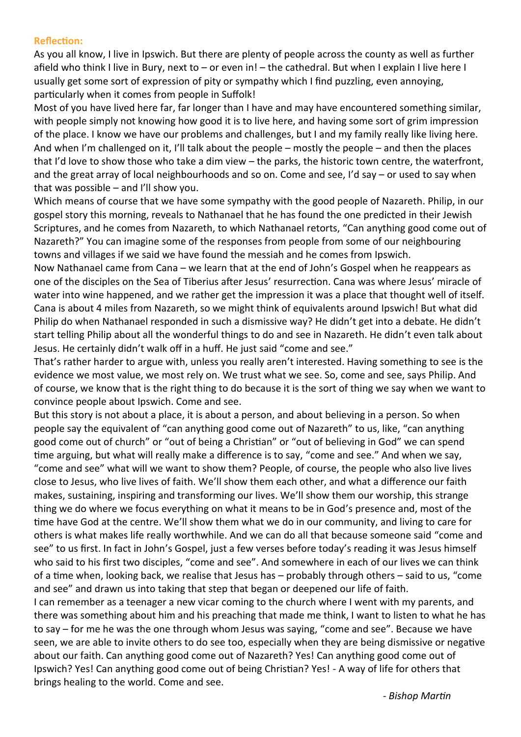**Reflection:**

As you all know, I live in Ipswich. But there are plenty of people across the county as well as further afield who think I live in Bury, next to – or even in! – the cathedral. But when I explain I live here I usually get some sort of expression of pity or sympathy which I find puzzling, even annoying, particularly when it comes from people in Suffolk!

Most of you have lived here far, far longer than I have and may have encountered something similar, with people simply not knowing how good it is to live here, and having some sort of grim impression of the place. I know we have our problems and challenges, but I and my family really like living here. And when I'm challenged on it, I'll talk about the people – mostly the people – and then the places that I'd love to show those who take a dim view – the parks, the historic town centre, the waterfront, and the great array of local neighbourhoods and so on. Come and see, I'd say – or used to say when that was possible – and I'll show you.

Which means of course that we have some sympathy with the good people of Nazareth. Philip, in our gospel story this morning, reveals to Nathanael that he has found the one predicted in their Jewish Scriptures, and he comes from Nazareth, to which Nathanael retorts, "Can anything good come out of Nazareth?" You can imagine some of the responses from people from some of our neighbouring towns and villages if we said we have found the messiah and he comes from Ipswich.

Now Nathanael came from Cana – we learn that at the end of John's Gospel when he reappears as one of the disciples on the Sea of Tiberius after Jesus' resurrection. Cana was where Jesus' miracle of water into wine happened, and we rather get the impression it was a place that thought well of itself. Cana is about 4 miles from Nazareth, so we might think of equivalents around Ipswich! But what did Philip do when Nathanael responded in such a dismissive way? He didn't get into a debate. He didn't start telling Philip about all the wonderful things to do and see in Nazareth. He didn't even talk about Jesus. He certainly didn't walk off in a huff. He just said "come and see."

That's rather harder to argue with, unless you really aren't interested. Having something to see is the evidence we most value, we most rely on. We trust what we see. So, come and see, says Philip. And of course, we know that is the right thing to do because it is the sort of thing we say when we want to convince people about Ipswich. Come and see.

But this story is not about a place, it is about a person, and about believing in a person. So when people say the equivalent of "can anything good come out of Nazareth" to us, like, "can anything good come out of church" or "out of being a Christian" or "out of believing in God" we can spend time arguing, but what will really make a difference is to say, "come and see." And when we say, "come and see" what will we want to show them? People, of course, the people who also live lives close to Jesus, who live lives of faith. We'll show them each other, and what a difference our faith makes, sustaining, inspiring and transforming our lives. We'll show them our worship, this strange thing we do where we focus everything on what it means to be in God's presence and, most of the time have God at the centre. We'll show them what we do in our community, and living to care for others is what makes life really worthwhile. And we can do all that because someone said "come and see" to us first. In fact in John's Gospel, just a few verses before today's reading it was Jesus himself who said to his first two disciples, "come and see". And somewhere in each of our lives we can think of a time when, looking back, we realise that Jesus has – probably through others – said to us, "come and see" and drawn us into taking that step that began or deepened our life of faith.

I can remember as a teenager a new vicar coming to the church where I went with my parents, and there was something about him and his preaching that made me think, I want to listen to what he has to say – for me he was the one through whom Jesus was saying, "come and see". Because we have seen, we are able to invite others to do see too, especially when they are being dismissive or negative about our faith. Can anything good come out of Nazareth? Yes! Can anything good come out of Ipswich? Yes! Can anything good come out of being Christian? Yes! - A way of life for others that brings healing to the world. Come and see.

*- Bishop Martin*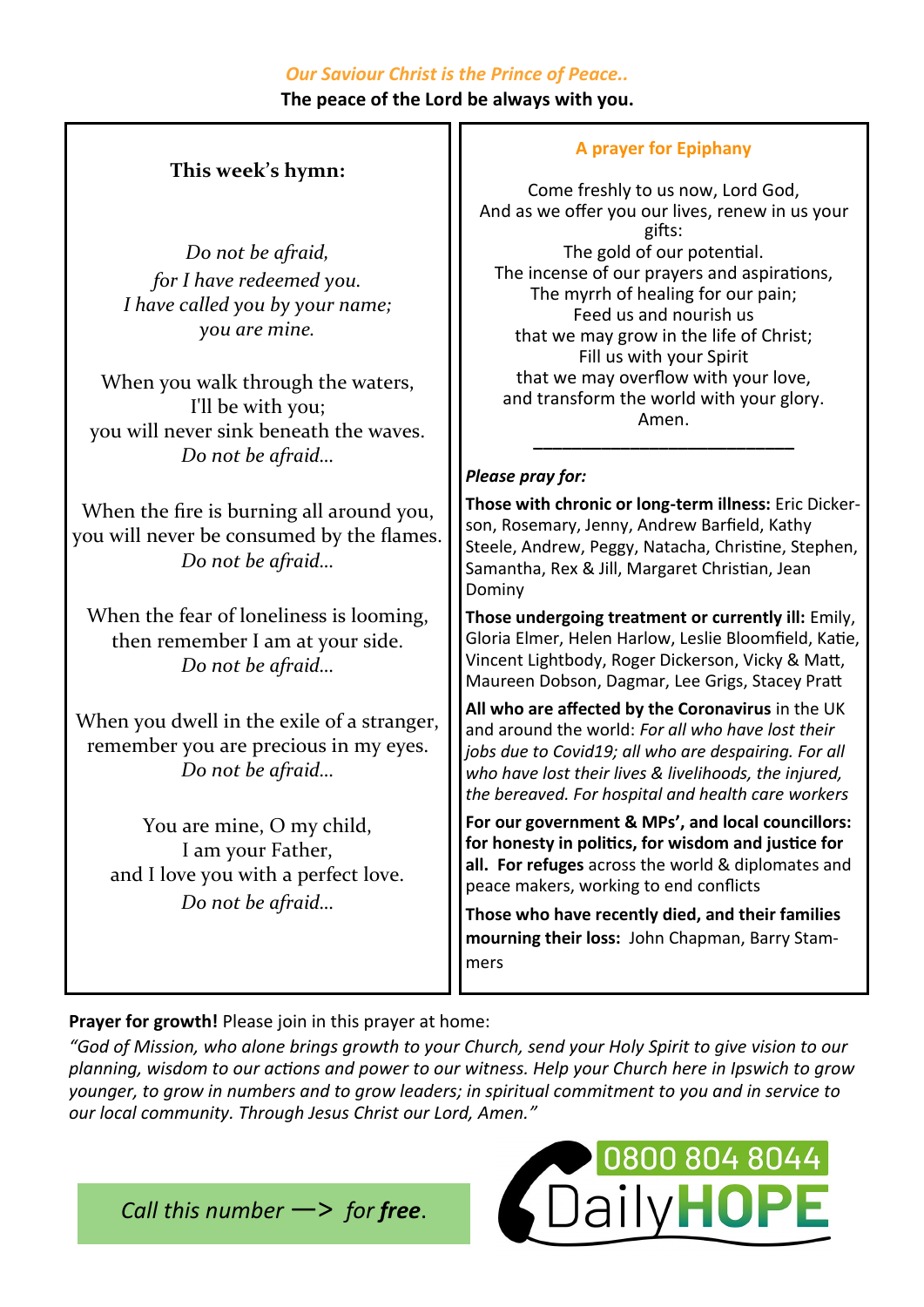*Our Saviour Christ is the Prince of Peace..*

**The peace of the Lord be always with you.**

**This week's hymn:**

*Do not be afraid,*
*for I have redeemed you.*
*I have called you by your name;*
*you are mine.*

When you walk through the waters,
I'll be with you;
you will never sink beneath the waves.
*Do not be afraid...*

When the fire is burning all around you,
you will never be consumed by the flames.
*Do not be afraid...*

When the fear of loneliness is looming,
then remember I am at your side.
*Do not be afraid...*

When you dwell in the exile of a stranger,
remember you are precious in my eyes.
*Do not be afraid...*

You are mine, O my child,
I am your Father,
and I love you with a perfect love.
*Do not be afraid...*

**A prayer for Epiphany**

Come freshly to us now, Lord God,
And as we offer you our lives, renew in us your gifts:
The gold of our potential.
The incense of our prayers and aspirations,
The myrrh of healing for our pain;
Feed us and nourish us
that we may grow in the life of Christ;
Fill us with your Spirit
that we may overflow with your love,
and transform the world with your glory.
Amen.

---

***Please pray for:***

**Those with chronic or long-term illness:** Eric Dickerson, Rosemary, Jenny, Andrew Barfield, Kathy Steele, Andrew, Peggy, Natacha, Christine, Stephen, Samantha, Rex & Jill, Margaret Christian, Jean Dominy

**Those undergoing treatment or currently ill:** Emily, Gloria Elmer, Helen Harlow, Leslie Bloomfield, Katie, Vincent Lightbody, Roger Dickerson, Vicky & Matt, Maureen Dobson, Dagmar, Lee Grigs, Stacey Pratt

**All who are affected by the Coronavirus** in the UK and around the world: *For all who have lost their jobs due to Covid19; all who are despairing. For all who have lost their lives & livelihoods, the injured, the bereaved. For hospital and health care workers*

**For our government & MPs', and local councillors: for honesty in politics, for wisdom and justice for all. For refuges** across the world & diplomates and peace makers, working to end conflicts

**Those who have recently died, and their families mourning their loss:** John Chapman, Barry Stammers

**Prayer for growth!** Please join in this prayer at home:

*"God of Mission, who alone brings growth to your Church, send your Holy Spirit to give vision to our planning, wisdom to our actions and power to our witness. Help your Church here in Ipswich to grow younger, to grow in numbers and to grow leaders; in spiritual commitment to you and in service to our local community. Through Jesus Christ our Lord, Amen."*

*Call this number —> for* ***free****.*

0800 804 8044 DailyHOPE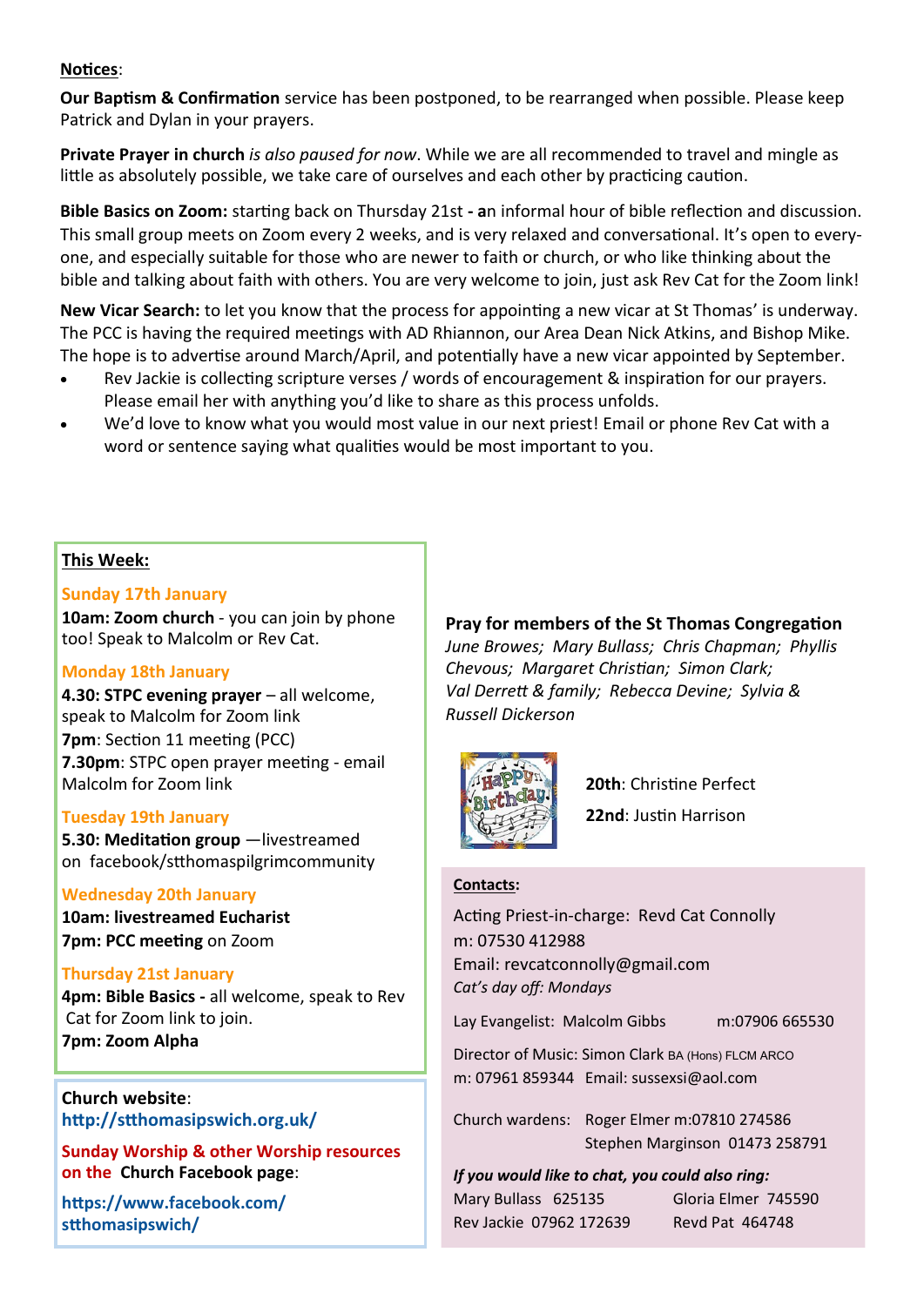**Notices**:

**Our Baptism & Confirmation** service has been postponed, to be rearranged when possible. Please keep Patrick and Dylan in your prayers.

**Private Prayer in church** *is also paused for now*. While we are all recommended to travel and mingle as little as absolutely possible, we take care of ourselves and each other by practicing caution.

**Bible Basics on Zoom:** starting back on Thursday 21st **- a**n informal hour of bible reflection and discussion. This small group meets on Zoom every 2 weeks, and is very relaxed and conversational. It's open to everyone, and especially suitable for those who are newer to faith or church, or who like thinking about the bible and talking about faith with others. You are very welcome to join, just ask Rev Cat for the Zoom link!

**New Vicar Search:** to let you know that the process for appointing a new vicar at St Thomas' is underway. The PCC is having the required meetings with AD Rhiannon, our Area Dean Nick Atkins, and Bishop Mike. The hope is to advertise around March/April, and potentially have a new vicar appointed by September.

- Rev Jackie is collecting scripture verses / words of encouragement & inspiration for our prayers. Please email her with anything you'd like to share as this process unfolds.
- We'd love to know what you would most value in our next priest! Email or phone Rev Cat with a word or sentence saying what qualities would be most important to you.

**This Week:**

**Sunday 17th January**
**10am: Zoom church** - you can join by phone too! Speak to Malcolm or Rev Cat.

**Monday 18th January**
**4.30: STPC evening prayer** – all welcome, speak to Malcolm for Zoom link
**7pm**: Section 11 meeting (PCC)
**7.30pm**: STPC open prayer meeting - email Malcolm for Zoom link

**Tuesday 19th January**
**5.30: Meditation group** —livestreamed on facebook/stthomaspilgrimcommunity

**Wednesday 20th January**
**10am: livestreamed Eucharist**
**7pm: PCC meeting** on Zoom

**Thursday 21st January**
**4pm: Bible Basics -** all welcome, speak to Rev Cat for Zoom link to join.
**7pm: Zoom Alpha**

**Church website**:
**http://stthomasipswich.org.uk/**

**Sunday Worship & other Worship resources on the Church Facebook page**:

**https://www.facebook.com/stthomasipswich/**

**Pray for members of the St Thomas Congregation**
*June Browes; Mary Bullass; Chris Chapman; Phyllis Chevous; Margaret Christian; Simon Clark; Val Derrett & family; Rebecca Devine; Sylvia & Russell Dickerson*

**20th**: Christine Perfect
**22nd**: Justin Harrison

**Contacts:**

Acting Priest-in-charge: Revd Cat Connolly
m: 07530 412988
Email: revcatconnolly@gmail.com
*Cat's day off: Mondays*

Lay Evangelist: Malcolm Gibbs m:07906 665530

Director of Music: Simon Clark BA (Hons) FLCM ARCO
m: 07961 859344 Email: sussexsi@aol.com

Church wardens: Roger Elmer m:07810 274586
Stephen Marginson 01473 258791

***If you would like to chat, you could also ring:***
Mary Bullass 625135 Gloria Elmer 745590
Rev Jackie 07962 172639 Revd Pat 464748